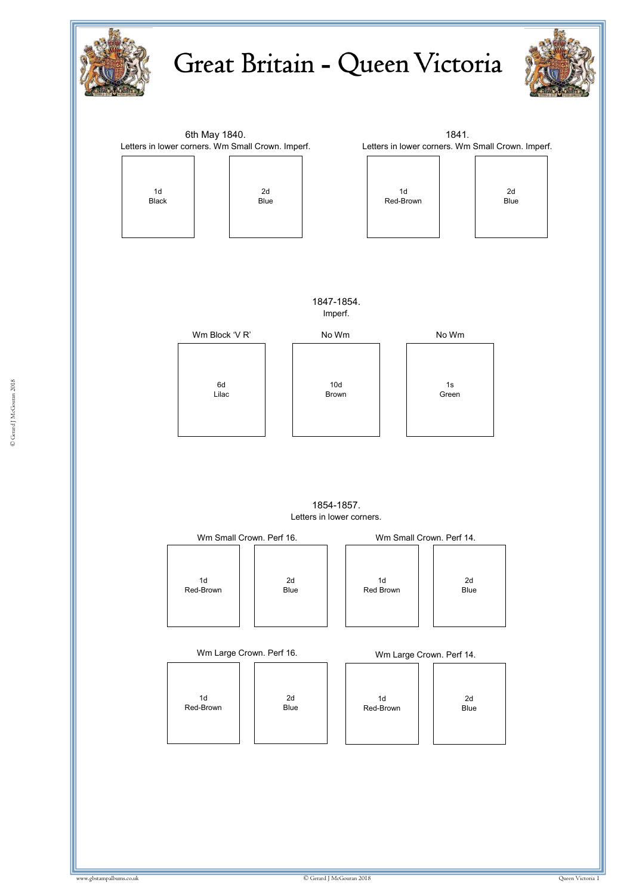# Great Britain - Queen Victoria

6th May 1840.
Letters in lower corners. Wm Small Crown. Imperf.

1d
Black

2d
Blue

1841.
Letters in lower corners. Wm Small Crown. Imperf.

1d
Red-Brown

2d
Blue

1847-1854.
Imperf.

Wm Block 'V R'

6d
Lilac

No Wm

10d
Brown

No Wm

1s
Green

1854-1857.
Letters in lower corners.

Wm Small Crown. Perf 16.

1d
Red-Brown

2d
Blue

Wm Small Crown. Perf 14.

1d
Red Brown

2d
Blue

Wm Large Crown. Perf 16.

1d
Red-Brown

2d
Blue

Wm Large Crown. Perf 14.

1d
Red-Brown

2d
Blue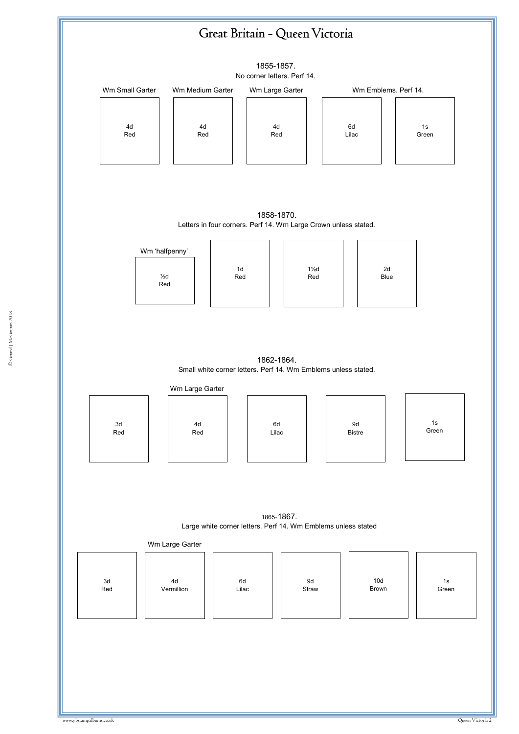# Great Britain - Queen Victoria

1855-1857.
No corner letters. Perf 14.

| Wm Small Garter | Wm Medium Garter | Wm Large Garter | Wm Emblems. Perf 14. | |
|---|---|---|---|---|
| 4d Red | 4d Red | 4d Red | 6d Lilac | 1s Green |

1858-1870.
Letters in four corners. Perf 14. Wm Large Crown unless stated.

| Wm 'halfpenny' | | | |
|---|---|---|---|
| ½d Red | 1d Red | 1½d Red | 2d Blue |

1862-1864.
Small white corner letters. Perf 14. Wm Emblems unless stated.

| | Wm Large Garter | | | |
|---|---|---|---|---|
| 3d Red | 4d Red | 6d Lilac | 9d Bistre | 1s Green |

1865-1867.
Large white corner letters. Perf 14. Wm Emblems unless stated

| | Wm Large Garter | | | | |
|---|---|---|---|---|---|
| 3d Red | 4d Vermillion | 6d Lilac | 9d Straw | 10d Brown | 1s Green |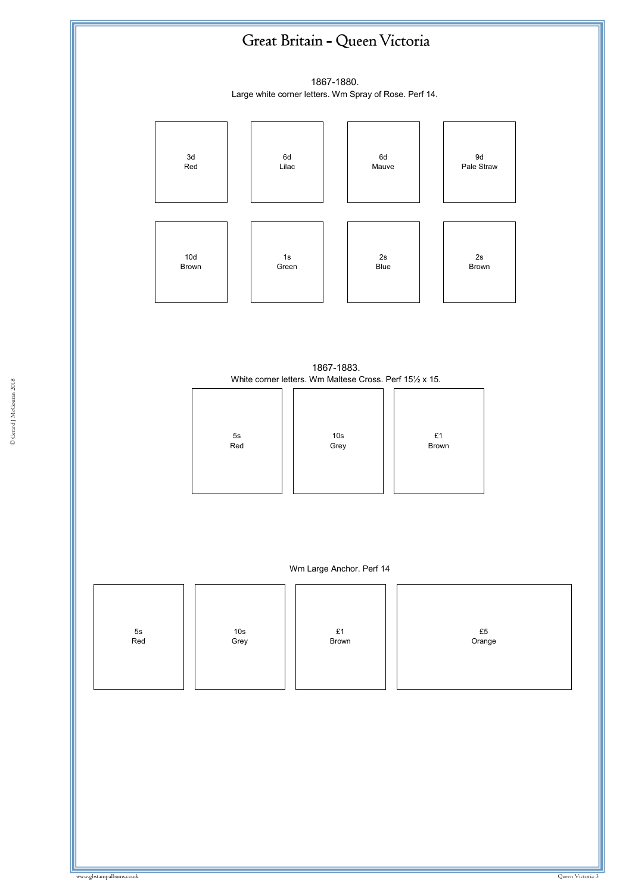# Great Britain - Queen Victoria

1867-1880.

Large white corner letters. Wm Spray of Rose. Perf 14.

| 3d Red | 6d Lilac | 6d Mauve | 9d Pale Straw |
|---|---|---|---|
| 10d Brown | 1s Green | 2s Blue | 2s Brown |

1867-1883.

White corner letters. Wm Maltese Cross. Perf 15½ x 15.

| 5s Red | 10s Grey | £1 Brown |
|---|---|---|

Wm Large Anchor. Perf 14

| 5s Red | 10s Grey | £1 Brown | £5 Orange |
|---|---|---|---|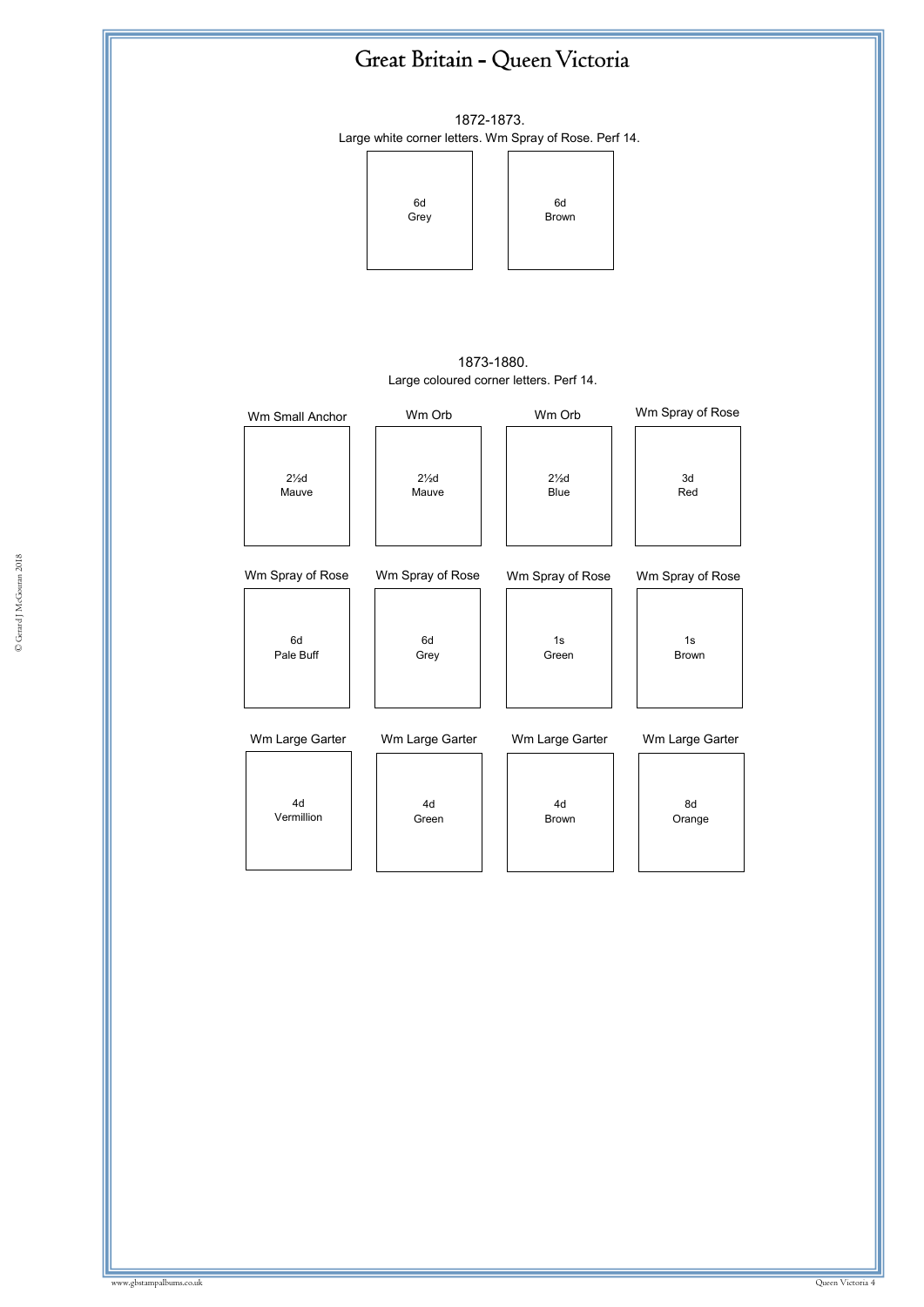# Great Britain - Queen Victoria

1872-1873.
Large white corner letters. Wm Spray of Rose. Perf 14.

| 6d Grey | 6d Brown |
|---|---|

1873-1880.
Large coloured corner letters. Perf 14.

| Wm Small Anchor | Wm Orb | Wm Orb | Wm Spray of Rose |
|---|---|---|---|
| 2½d Mauve | 2½d Mauve | 2½d Blue | 3d Red |
| Wm Spray of Rose | Wm Spray of Rose | Wm Spray of Rose | Wm Spray of Rose |
| 6d Pale Buff | 6d Grey | 1s Green | 1s Brown |
| Wm Large Garter | Wm Large Garter | Wm Large Garter | Wm Large Garter |
| 4d Vermillion | 4d Green | 4d Brown | 8d Orange |

© Gerard J McGouran 2018

www.gbstampalbums.co.uk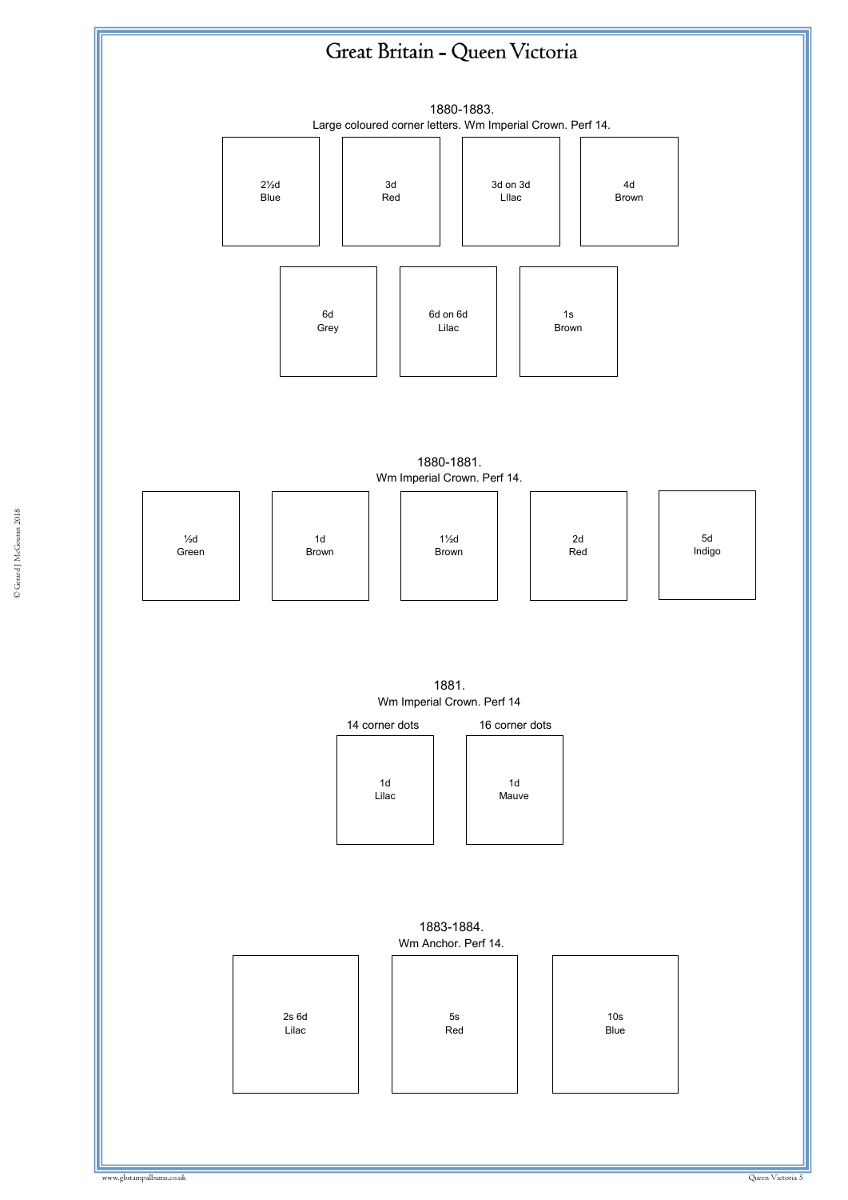# Great Britain - Queen Victoria

## 1880-1883.

Large coloured corner letters. Wm Imperial Crown. Perf 14.

| 2½d Blue | 3d Red | 3d on 3d LIlac | 4d Brown |
|---|---|---|---|

| 6d Grey | 6d on 6d Lilac | 1s Brown |
|---|---|---|

## 1880-1881.

Wm Imperial Crown. Perf 14.

| ½d Green | 1d Brown | 1½d Brown | 2d Red | 5d Indigo |
|---|---|---|---|---|

## 1881.

Wm Imperial Crown. Perf 14

| 14 corner dots | 16 corner dots |
|---|---|
| 1d Lilac | 1d Mauve |

## 1883-1884.

Wm Anchor. Perf 14.

| 2s 6d Lilac | 5s Red | 10s Blue |
|---|---|---|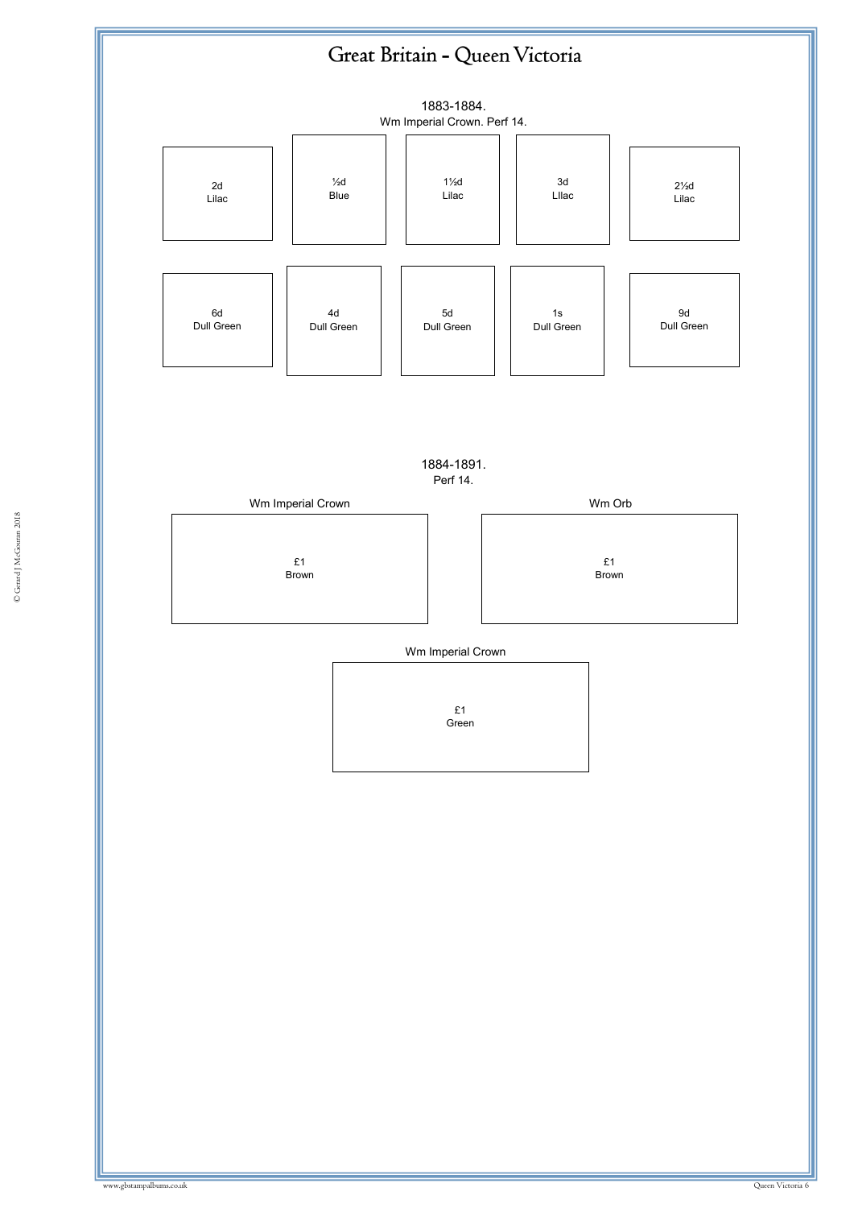# Great Britain - Queen Victoria

1883-1884.
Wm Imperial Crown. Perf 14.

| | | | | |
|---|---|---|---|---|
| 2d Lilac | ½d Blue | 1½d Lilac | 3d LIlac | 2½d Lilac |
| 6d Dull Green | 4d Dull Green | 5d Dull Green | 1s Dull Green | 9d Dull Green |

1884-1891.
Perf 14.

| Wm Imperial Crown | Wm Orb |
|---|---|
| £1 Brown | £1 Brown |

Wm Imperial Crown

£1
Green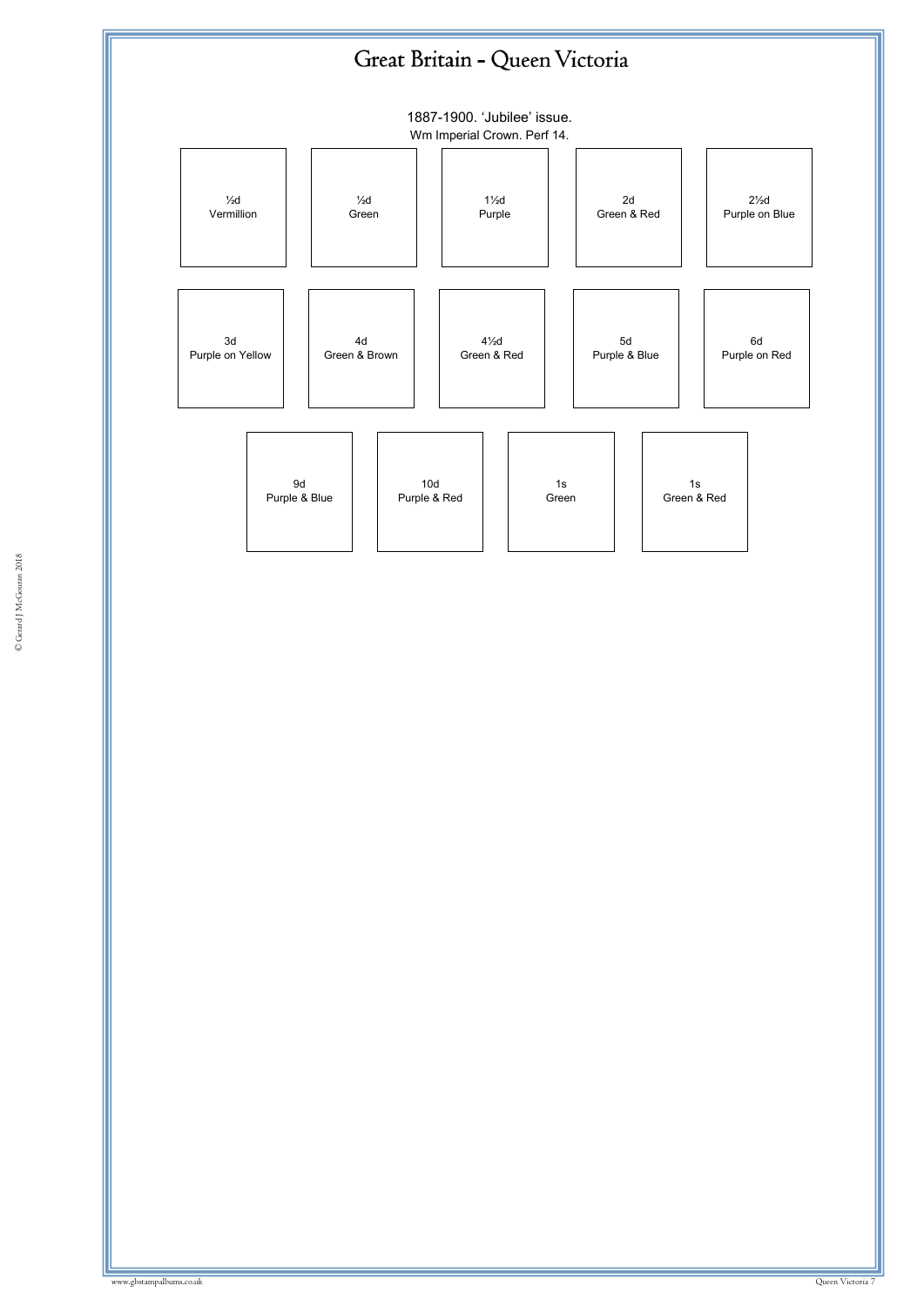# Great Britain - Queen Victoria

1887-1900. 'Jubilee' issue.

Wm Imperial Crown. Perf 14.

½d
Vermillion

½d
Green

1½d
Purple

2d
Green & Red

2½d
Purple on Blue

3d
Purple on Yellow

4d
Green & Brown

4½d
Green & Red

5d
Purple & Blue

6d
Purple on Red

9d
Purple & Blue

10d
Purple & Red

1s
Green

1s
Green & Red

© Gerard J McGouran 2018

www.gbstampalbums.co.uk